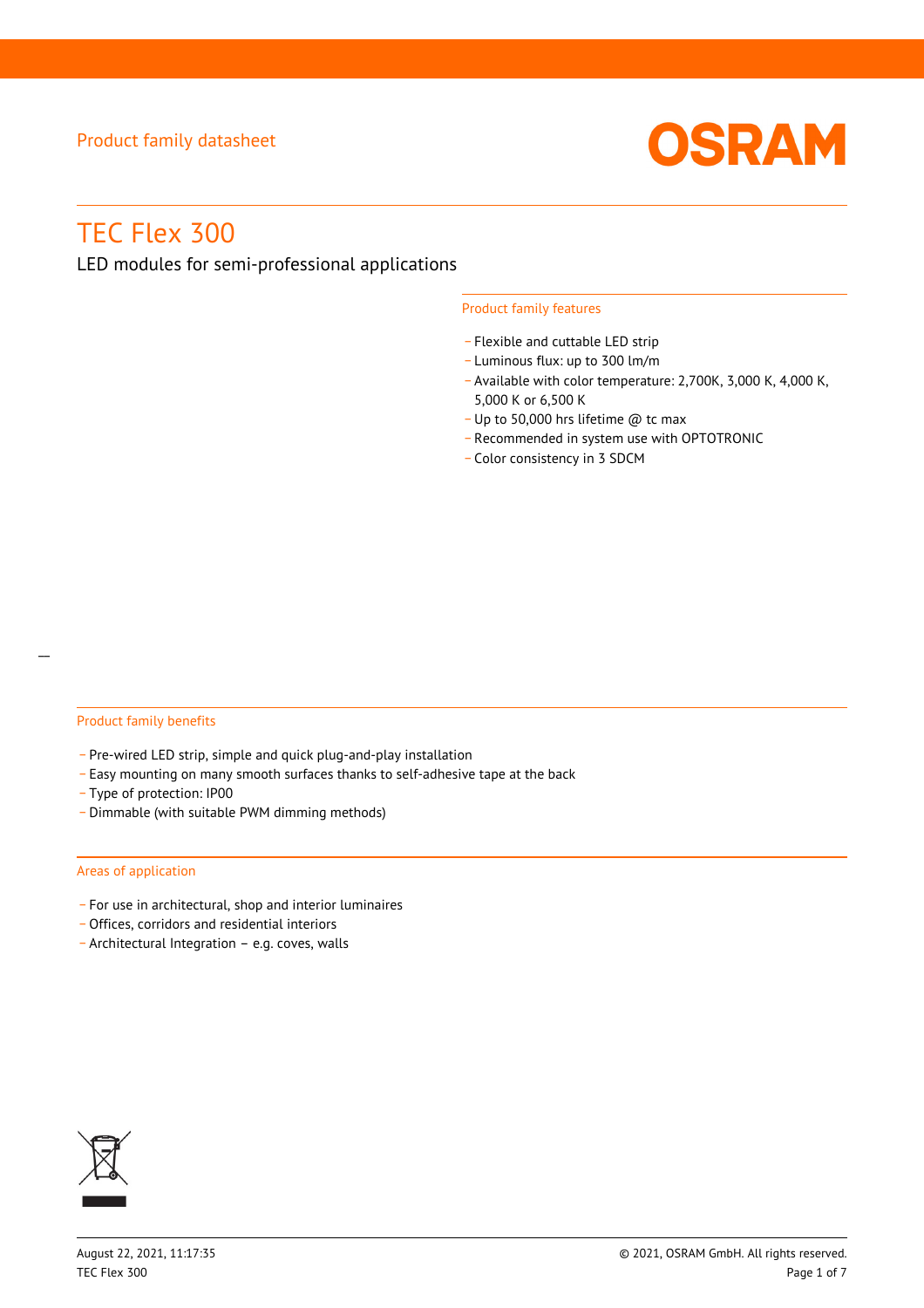Product family datasheet

# TEC Flex 300

LED modules for semi-professional applications

## Product family features

- Flexible and cuttable LED strip
- Luminous flux: up to 300 lm/m
- Available with color temperature: 2,700K, 3,000 K, 4,000 K, 5,000 K or 6,500 K
- Up to 50,000 hrs lifetime @ tc max
- Recommended in system use with OPTOTRONIC
- Color consistency in 3 SDCM

## Product family benefits

- Pre-wired LED strip, simple and quick plug-and-play installation
- Easy mounting on many smooth surfaces thanks to self-adhesive tape at the back
- Type of protection: IP00
- Dimmable (with suitable PWM dimming methods)

## Areas of application

- For use in architectural, shop and interior luminaires
- Offices, corridors and residential interiors
- Architectural Integration – e.g. coves, walls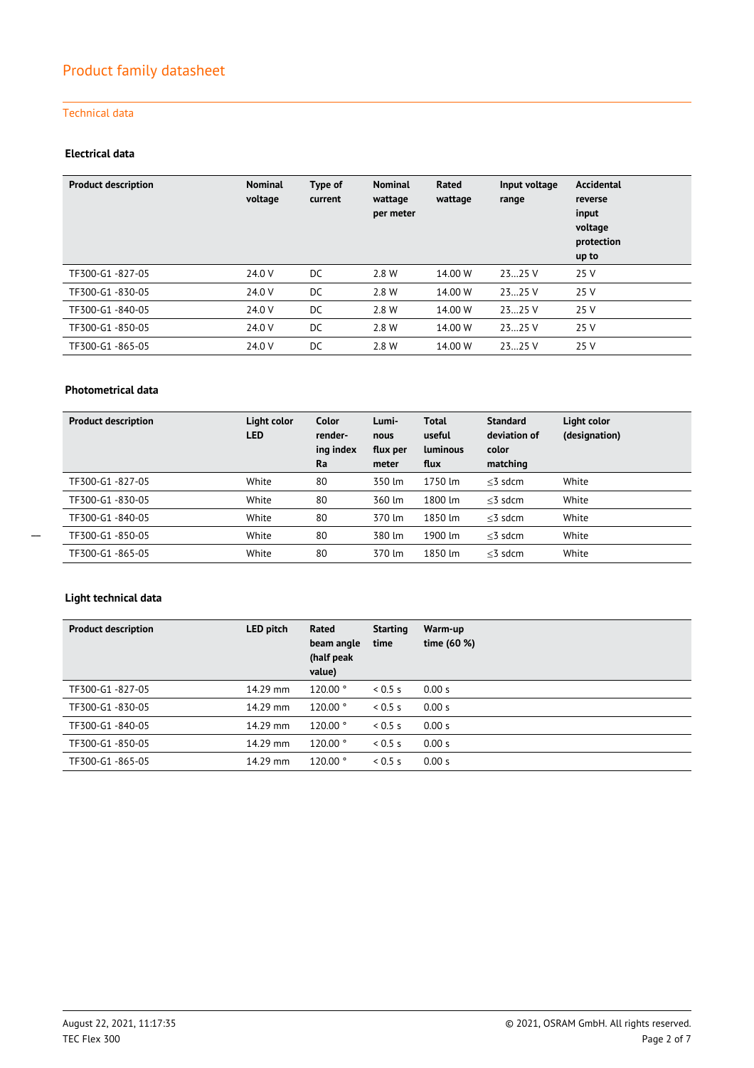# Product family datasheet

## Technical data

### Electrical data

| Product description | Nominal voltage | Type of current | Nominal wattage per meter | Rated wattage | Input voltage range | Accidental reverse input voltage protection up to |
|---|---|---|---|---|---|---|
| TF300-G1 -827-05 | 24.0 V | DC | 2.8 W | 14.00 W | 23…25 V | 25 V |
| TF300-G1 -830-05 | 24.0 V | DC | 2.8 W | 14.00 W | 23…25 V | 25 V |
| TF300-G1 -840-05 | 24.0 V | DC | 2.8 W | 14.00 W | 23…25 V | 25 V |
| TF300-G1 -850-05 | 24.0 V | DC | 2.8 W | 14.00 W | 23…25 V | 25 V |
| TF300-G1 -865-05 | 24.0 V | DC | 2.8 W | 14.00 W | 23…25 V | 25 V |

### Photometrical data

| Product description | Light color LED | Color rendering index Ra | Luminous flux per meter | Total useful luminous flux | Standard deviation of color matching | Light color (designation) |
|---|---|---|---|---|---|---|
| TF300-G1 -827-05 | White | 80 | 350 lm | 1750 lm | ≤3 sdcm | White |
| TF300-G1 -830-05 | White | 80 | 360 lm | 1800 lm | ≤3 sdcm | White |
| TF300-G1 -840-05 | White | 80 | 370 lm | 1850 lm | ≤3 sdcm | White |
| TF300-G1 -850-05 | White | 80 | 380 lm | 1900 lm | ≤3 sdcm | White |
| TF300-G1 -865-05 | White | 80 | 370 lm | 1850 lm | ≤3 sdcm | White |

### Light technical data

| Product description | LED pitch | Rated beam angle (half peak value) | Starting time | Warm-up time (60 %) |
|---|---|---|---|---|
| TF300-G1 -827-05 | 14.29 mm | 120.00 ° | < 0.5 s | 0.00 s |
| TF300-G1 -830-05 | 14.29 mm | 120.00 ° | < 0.5 s | 0.00 s |
| TF300-G1 -840-05 | 14.29 mm | 120.00 ° | < 0.5 s | 0.00 s |
| TF300-G1 -850-05 | 14.29 mm | 120.00 ° | < 0.5 s | 0.00 s |
| TF300-G1 -865-05 | 14.29 mm | 120.00 ° | < 0.5 s | 0.00 s |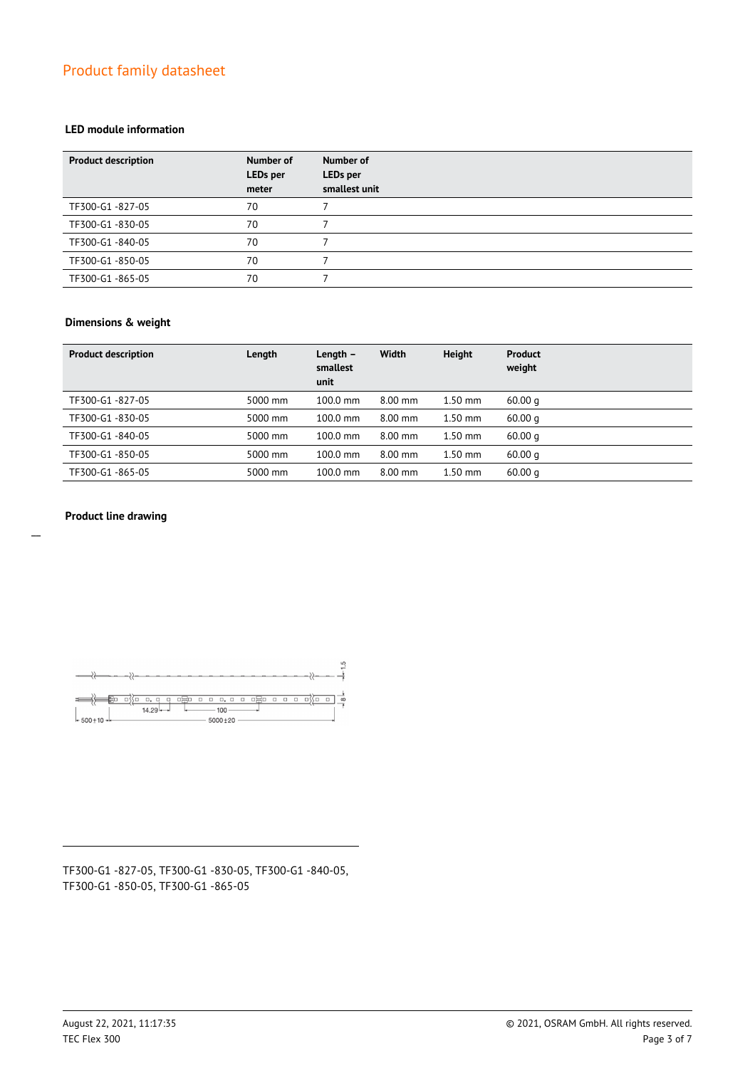Product family datasheet

### LED module information

| Product description | Number of LEDs per meter | Number of LEDs per smallest unit |
|---|---|---|
| TF300-G1 -827-05 | 70 | 7 |
| TF300-G1 -830-05 | 70 | 7 |
| TF300-G1 -840-05 | 70 | 7 |
| TF300-G1 -850-05 | 70 | 7 |
| TF300-G1 -865-05 | 70 | 7 |

### Dimensions & weight

| Product description | Length | Length – smallest unit | Width | Height | Product weight |
|---|---|---|---|---|---|
| TF300-G1 -827-05 | 5000 mm | 100.0 mm | 8.00 mm | 1.50 mm | 60.00 g |
| TF300-G1 -830-05 | 5000 mm | 100.0 mm | 8.00 mm | 1.50 mm | 60.00 g |
| TF300-G1 -840-05 | 5000 mm | 100.0 mm | 8.00 mm | 1.50 mm | 60.00 g |
| TF300-G1 -850-05 | 5000 mm | 100.0 mm | 8.00 mm | 1.50 mm | 60.00 g |
| TF300-G1 -865-05 | 5000 mm | 100.0 mm | 8.00 mm | 1.50 mm | 60.00 g |

### Product line drawing

TF300-G1 -827-05, TF300-G1 -830-05, TF300-G1 -840-05, TF300-G1 -850-05, TF300-G1 -865-05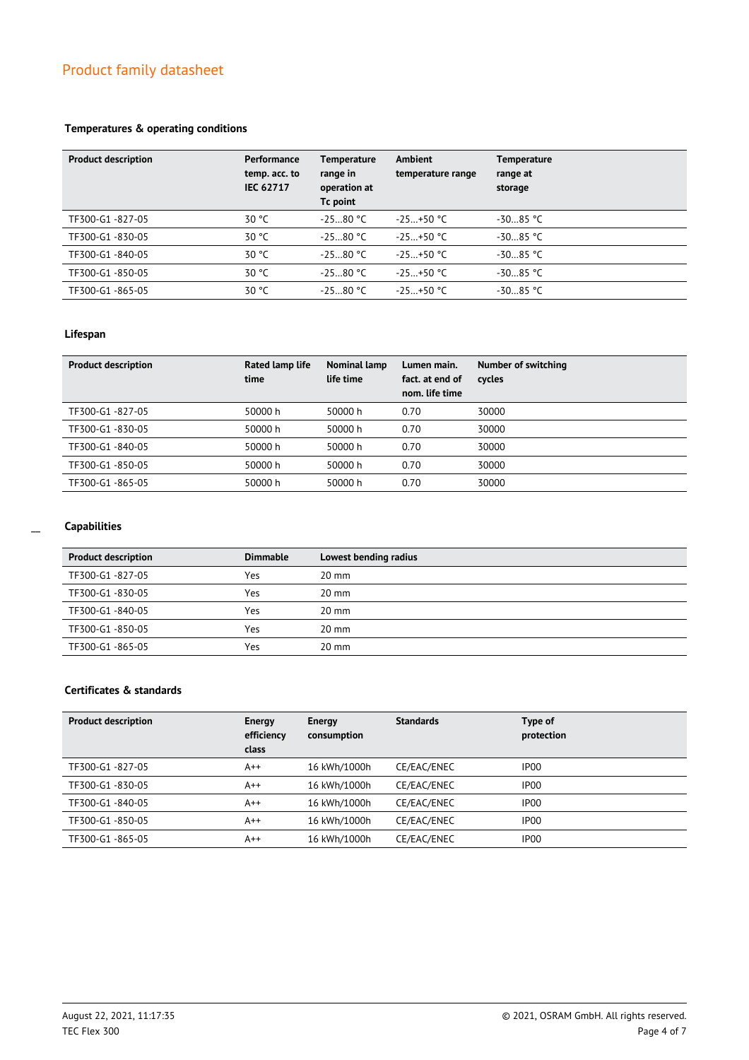### Temperatures & operating conditions

| Product description | Performance temp. acc. to IEC 62717 | Temperature range in operation at Tc point | Ambient temperature range | Temperature range at storage |
|---|---|---|---|---|
| TF300-G1 -827-05 | 30 °C | -25…80 °C | -25…+50 °C | -30…85 °C |
| TF300-G1 -830-05 | 30 °C | -25…80 °C | -25…+50 °C | -30…85 °C |
| TF300-G1 -840-05 | 30 °C | -25…80 °C | -25…+50 °C | -30…85 °C |
| TF300-G1 -850-05 | 30 °C | -25…80 °C | -25…+50 °C | -30…85 °C |
| TF300-G1 -865-05 | 30 °C | -25…80 °C | -25…+50 °C | -30…85 °C |

### Lifespan

| Product description | Rated lamp life time | Nominal lamp life time | Lumen main. fact. at end of nom. life time | Number of switching cycles |
|---|---|---|---|---|
| TF300-G1 -827-05 | 50000 h | 50000 h | 0.70 | 30000 |
| TF300-G1 -830-05 | 50000 h | 50000 h | 0.70 | 30000 |
| TF300-G1 -840-05 | 50000 h | 50000 h | 0.70 | 30000 |
| TF300-G1 -850-05 | 50000 h | 50000 h | 0.70 | 30000 |
| TF300-G1 -865-05 | 50000 h | 50000 h | 0.70 | 30000 |

### Capabilities

| Product description | Dimmable | Lowest bending radius |
|---|---|---|
| TF300-G1 -827-05 | Yes | 20 mm |
| TF300-G1 -830-05 | Yes | 20 mm |
| TF300-G1 -840-05 | Yes | 20 mm |
| TF300-G1 -850-05 | Yes | 20 mm |
| TF300-G1 -865-05 | Yes | 20 mm |

### Certificates & standards

| Product description | Energy efficiency class | Energy consumption | Standards | Type of protection |
|---|---|---|---|---|
| TF300-G1 -827-05 | A++ | 16 kWh/1000h | CE/EAC/ENEC | IP00 |
| TF300-G1 -830-05 | A++ | 16 kWh/1000h | CE/EAC/ENEC | IP00 |
| TF300-G1 -840-05 | A++ | 16 kWh/1000h | CE/EAC/ENEC | IP00 |
| TF300-G1 -850-05 | A++ | 16 kWh/1000h | CE/EAC/ENEC | IP00 |
| TF300-G1 -865-05 | A++ | 16 kWh/1000h | CE/EAC/ENEC | IP00 |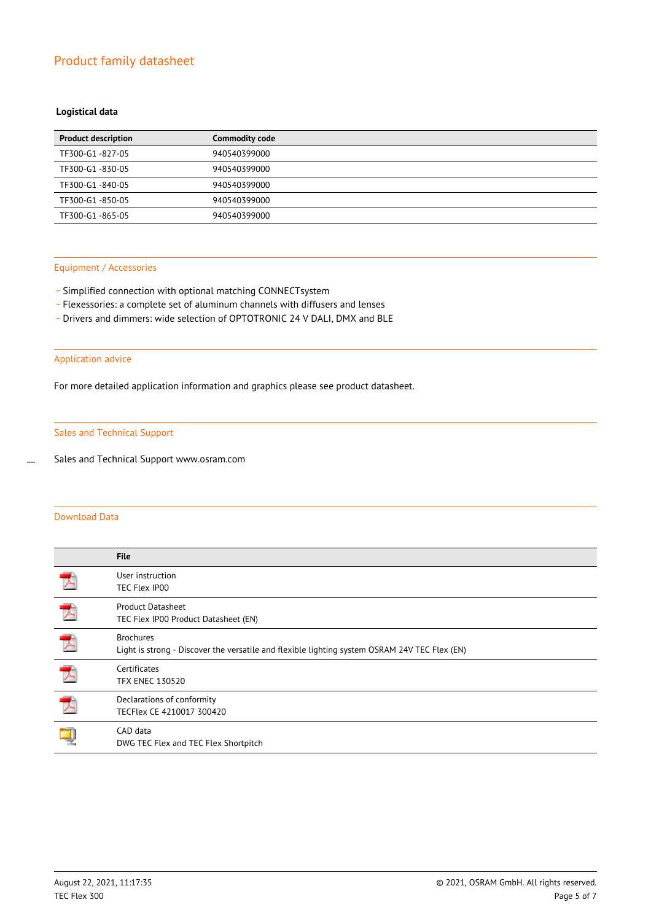## Product family datasheet

### Logistical data

| Product description | Commodity code |
|---|---|
| TF300-G1 -827-05 | 940540399000 |
| TF300-G1 -830-05 | 940540399000 |
| TF300-G1 -840-05 | 940540399000 |
| TF300-G1 -850-05 | 940540399000 |
| TF300-G1 -865-05 | 940540399000 |

### Equipment / Accessories

- Simplified connection with optional matching CONNECTsystem
- Flexessories: a complete set of aluminum channels with diffusers and lenses
- Drivers and dimmers: wide selection of OPTOTRONIC 24 V DALI, DMX and BLE

### Application advice

For more detailed application information and graphics please see product datasheet.

### Sales and Technical Support

Sales and Technical Support www.osram.com

### Download Data

| | File |
|---|---|
| | User instruction<br>TEC Flex IP00 |
| | Product Datasheet<br>TEC Flex IP00 Product Datasheet (EN) |
| | Brochures<br>Light is strong - Discover the versatile and flexible lighting system OSRAM 24V TEC Flex (EN) |
| | Certificates<br>TFX ENEC 130520 |
| | Declarations of conformity<br>TECFlex CE 4210017 300420 |
| | CAD data<br>DWG TEC Flex and TEC Flex Shortpitch |

August 22, 2021, 11:17:35
TEC Flex 300

© 2021, OSRAM GmbH. All rights reserved.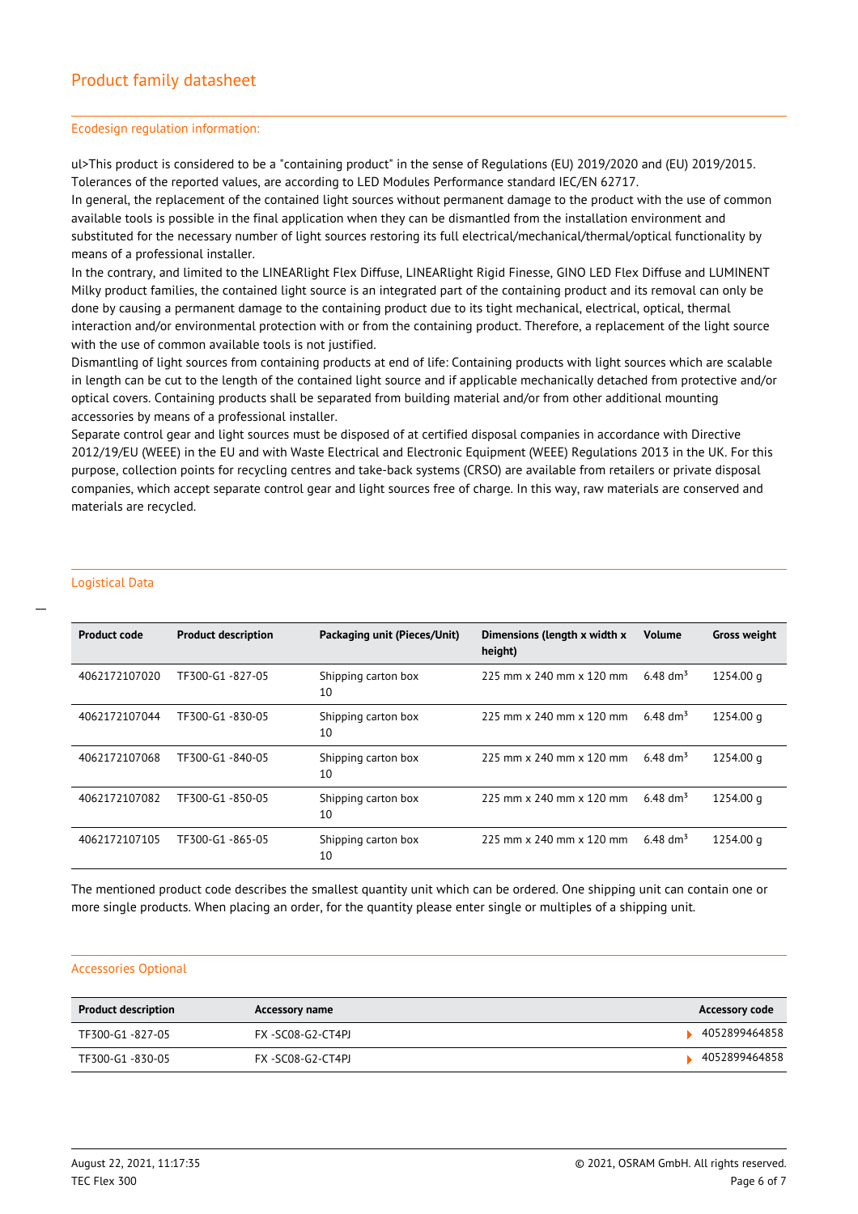## Ecodesign regulation information:

ul>This product is considered to be a "containing product" in the sense of Regulations (EU) 2019/2020 and (EU) 2019/2015. Tolerances of the reported values, are according to LED Modules Performance standard IEC/EN 62717.
In general, the replacement of the contained light sources without permanent damage to the product with the use of common available tools is possible in the final application when they can be dismantled from the installation environment and substituted for the necessary number of light sources restoring its full electrical/mechanical/thermal/optical functionality by means of a professional installer.
In the contrary, and limited to the LINEARlight Flex Diffuse, LINEARlight Rigid Finesse, GINO LED Flex Diffuse and LUMINENT Milky product families, the contained light source is an integrated part of the containing product and its removal can only be done by causing a permanent damage to the containing product due to its tight mechanical, electrical, optical, thermal interaction and/or environmental protection with or from the containing product. Therefore, a replacement of the light source with the use of common available tools is not justified.
Dismantling of light sources from containing products at end of life: Containing products with light sources which are scalable in length can be cut to the length of the contained light source and if applicable mechanically detached from protective and/or optical covers. Containing products shall be separated from building material and/or from other additional mounting accessories by means of a professional installer.
Separate control gear and light sources must be disposed of at certified disposal companies in accordance with Directive 2012/19/EU (WEEE) in the EU and with Waste Electrical and Electronic Equipment (WEEE) Regulations 2013 in the UK. For this purpose, collection points for recycling centres and take-back systems (CRSO) are available from retailers or private disposal companies, which accept separate control gear and light sources free of charge. In this way, raw materials are conserved and materials are recycled.

## Logistical Data

| Product code | Product description | Packaging unit (Pieces/Unit) | Dimensions (length x width x height) | Volume | Gross weight |
|---|---|---|---|---|---|
| 4062172107020 | TF300-G1 -827-05 | Shipping carton box 10 | 225 mm x 240 mm x 120 mm | 6.48 dm$^3$ | 1254.00 g |
| 4062172107044 | TF300-G1 -830-05 | Shipping carton box 10 | 225 mm x 240 mm x 120 mm | 6.48 dm$^3$ | 1254.00 g |
| 4062172107068 | TF300-G1 -840-05 | Shipping carton box 10 | 225 mm x 240 mm x 120 mm | 6.48 dm$^3$ | 1254.00 g |
| 4062172107082 | TF300-G1 -850-05 | Shipping carton box 10 | 225 mm x 240 mm x 120 mm | 6.48 dm$^3$ | 1254.00 g |
| 4062172107105 | TF300-G1 -865-05 | Shipping carton box 10 | 225 mm x 240 mm x 120 mm | 6.48 dm$^3$ | 1254.00 g |

The mentioned product code describes the smallest quantity unit which can be ordered. One shipping unit can contain one or more single products. When placing an order, for the quantity please enter single or multiples of a shipping unit.

## Accessories Optional

| Product description | Accessory name | Accessory code |
|---|---|---|
| TF300-G1 -827-05 | FX -SC08-G2-CT4PJ | 4052899464858 |
| TF300-G1 -830-05 | FX -SC08-G2-CT4PJ | 4052899464858 |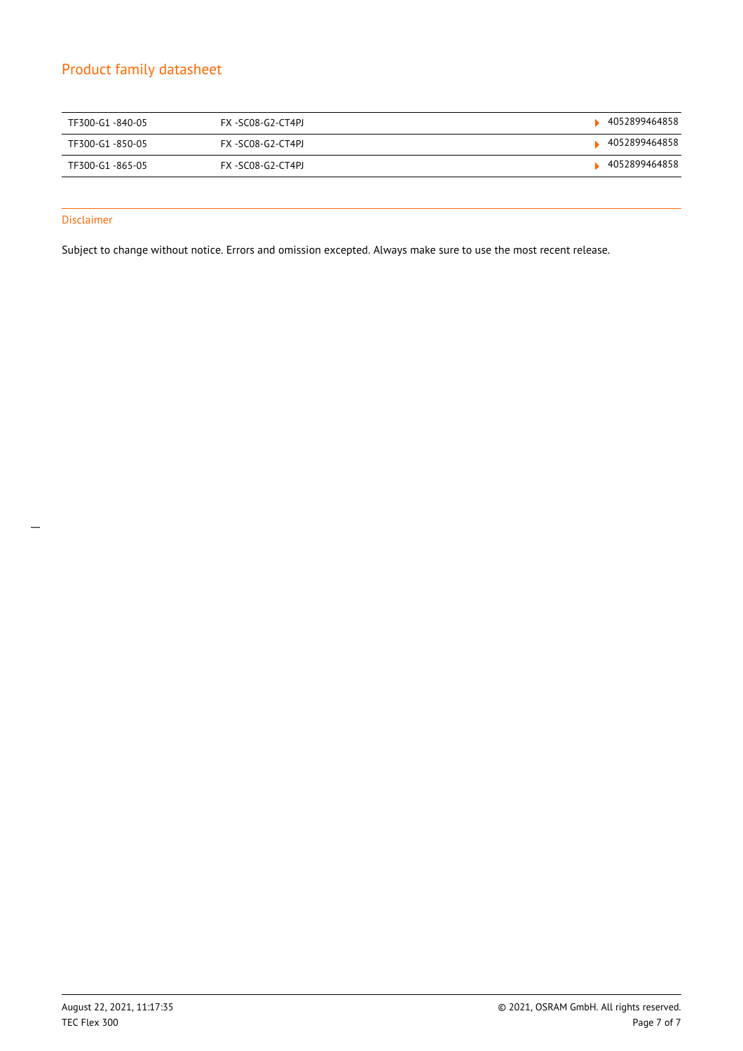| | | |
|---|---|---|
| TF300-G1 -840-05 | FX -SC08-G2-CT4PJ | 4052899464858 |
| TF300-G1 -850-05 | FX -SC08-G2-CT4PJ | 4052899464858 |
| TF300-G1 -865-05 | FX -SC08-G2-CT4PJ | 4052899464858 |

## Disclaimer

Subject to change without notice. Errors and omission excepted. Always make sure to use the most recent release.